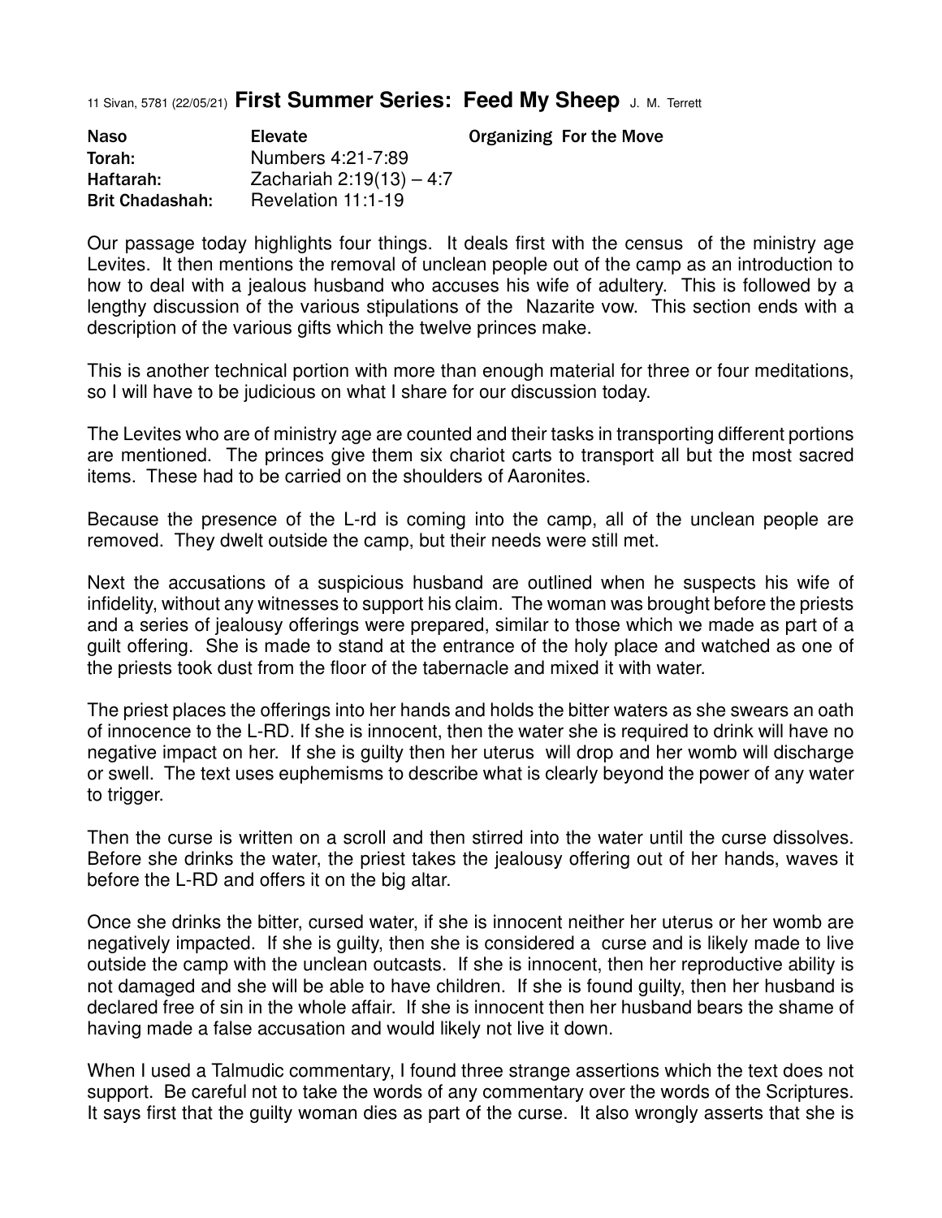11 Sivan, 5781 (22/05/21) **First Summer Series: Feed My Sheep** J. M. Terrett

| | | |
|---|---|---|
| **Naso** | **Elevate** | **Organizing For the Move** |
| **Torah:** | Numbers 4:21-7:89 | |
| **Haftarah:** | Zachariah 2:19(13) – 4:7 | |
| **Brit Chadashah:** | Revelation 11:1-19 | |

Our passage today highlights four things. It deals first with the census of the ministry age Levites. It then mentions the removal of unclean people out of the camp as an introduction to how to deal with a jealous husband who accuses his wife of adultery. This is followed by a lengthy discussion of the various stipulations of the Nazarite vow. This section ends with a description of the various gifts which the twelve princes make.

This is another technical portion with more than enough material for three or four meditations, so I will have to be judicious on what I share for our discussion today.

The Levites who are of ministry age are counted and their tasks in transporting different portions are mentioned. The princes give them six chariot carts to transport all but the most sacred items. These had to be carried on the shoulders of Aaronites.

Because the presence of the L-rd is coming into the camp, all of the unclean people are removed. They dwelt outside the camp, but their needs were still met.

Next the accusations of a suspicious husband are outlined when he suspects his wife of infidelity, without any witnesses to support his claim. The woman was brought before the priests and a series of jealousy offerings were prepared, similar to those which we made as part of a guilt offering. She is made to stand at the entrance of the holy place and watched as one of the priests took dust from the floor of the tabernacle and mixed it with water.

The priest places the offerings into her hands and holds the bitter waters as she swears an oath of innocence to the L-RD. If she is innocent, then the water she is required to drink will have no negative impact on her. If she is guilty then her uterus will drop and her womb will discharge or swell. The text uses euphemisms to describe what is clearly beyond the power of any water to trigger.

Then the curse is written on a scroll and then stirred into the water until the curse dissolves. Before she drinks the water, the priest takes the jealousy offering out of her hands, waves it before the L-RD and offers it on the big altar.

Once she drinks the bitter, cursed water, if she is innocent neither her uterus or her womb are negatively impacted. If she is guilty, then she is considered a curse and is likely made to live outside the camp with the unclean outcasts. If she is innocent, then her reproductive ability is not damaged and she will be able to have children. If she is found guilty, then her husband is declared free of sin in the whole affair. If she is innocent then her husband bears the shame of having made a false accusation and would likely not live it down.

When I used a Talmudic commentary, I found three strange assertions which the text does not support. Be careful not to take the words of any commentary over the words of the Scriptures. It says first that the guilty woman dies as part of the curse. It also wrongly asserts that she is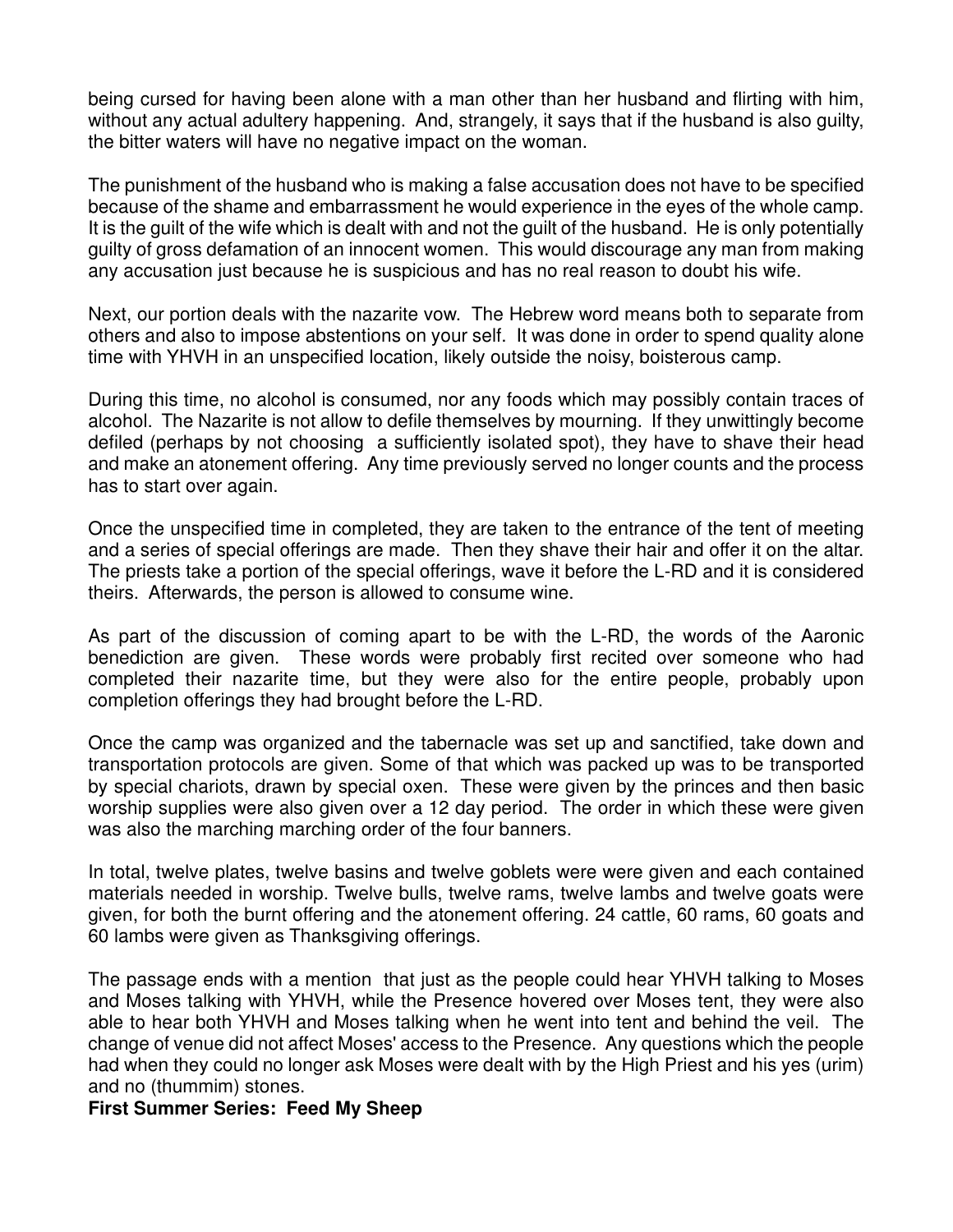being cursed for having been alone with a man other than her husband and flirting with him, without any actual adultery happening. And, strangely, it says that if the husband is also guilty, the bitter waters will have no negative impact on the woman.

The punishment of the husband who is making a false accusation does not have to be specified because of the shame and embarrassment he would experience in the eyes of the whole camp. It is the guilt of the wife which is dealt with and not the guilt of the husband. He is only potentially guilty of gross defamation of an innocent women. This would discourage any man from making any accusation just because he is suspicious and has no real reason to doubt his wife.

Next, our portion deals with the nazarite vow. The Hebrew word means both to separate from others and also to impose abstentions on your self. It was done in order to spend quality alone time with YHVH in an unspecified location, likely outside the noisy, boisterous camp.

During this time, no alcohol is consumed, nor any foods which may possibly contain traces of alcohol. The Nazarite is not allow to defile themselves by mourning. If they unwittingly become defiled (perhaps by not choosing a sufficiently isolated spot), they have to shave their head and make an atonement offering. Any time previously served no longer counts and the process has to start over again.

Once the unspecified time in completed, they are taken to the entrance of the tent of meeting and a series of special offerings are made. Then they shave their hair and offer it on the altar. The priests take a portion of the special offerings, wave it before the L-RD and it is considered theirs. Afterwards, the person is allowed to consume wine.

As part of the discussion of coming apart to be with the L-RD, the words of the Aaronic benediction are given. These words were probably first recited over someone who had completed their nazarite time, but they were also for the entire people, probably upon completion offerings they had brought before the L-RD.

Once the camp was organized and the tabernacle was set up and sanctified, take down and transportation protocols are given. Some of that which was packed up was to be transported by special chariots, drawn by special oxen. These were given by the princes and then basic worship supplies were also given over a 12 day period. The order in which these were given was also the marching marching order of the four banners.

In total, twelve plates, twelve basins and twelve goblets were were given and each contained materials needed in worship. Twelve bulls, twelve rams, twelve lambs and twelve goats were given, for both the burnt offering and the atonement offering. 24 cattle, 60 rams, 60 goats and 60 lambs were given as Thanksgiving offerings.

The passage ends with a mention that just as the people could hear YHVH talking to Moses and Moses talking with YHVH, while the Presence hovered over Moses tent, they were also able to hear both YHVH and Moses talking when he went into tent and behind the veil. The change of venue did not affect Moses' access to the Presence. Any questions which the people had when they could no longer ask Moses were dealt with by the High Priest and his yes (urim) and no (thummim) stones.

**First Summer Series: Feed My Sheep**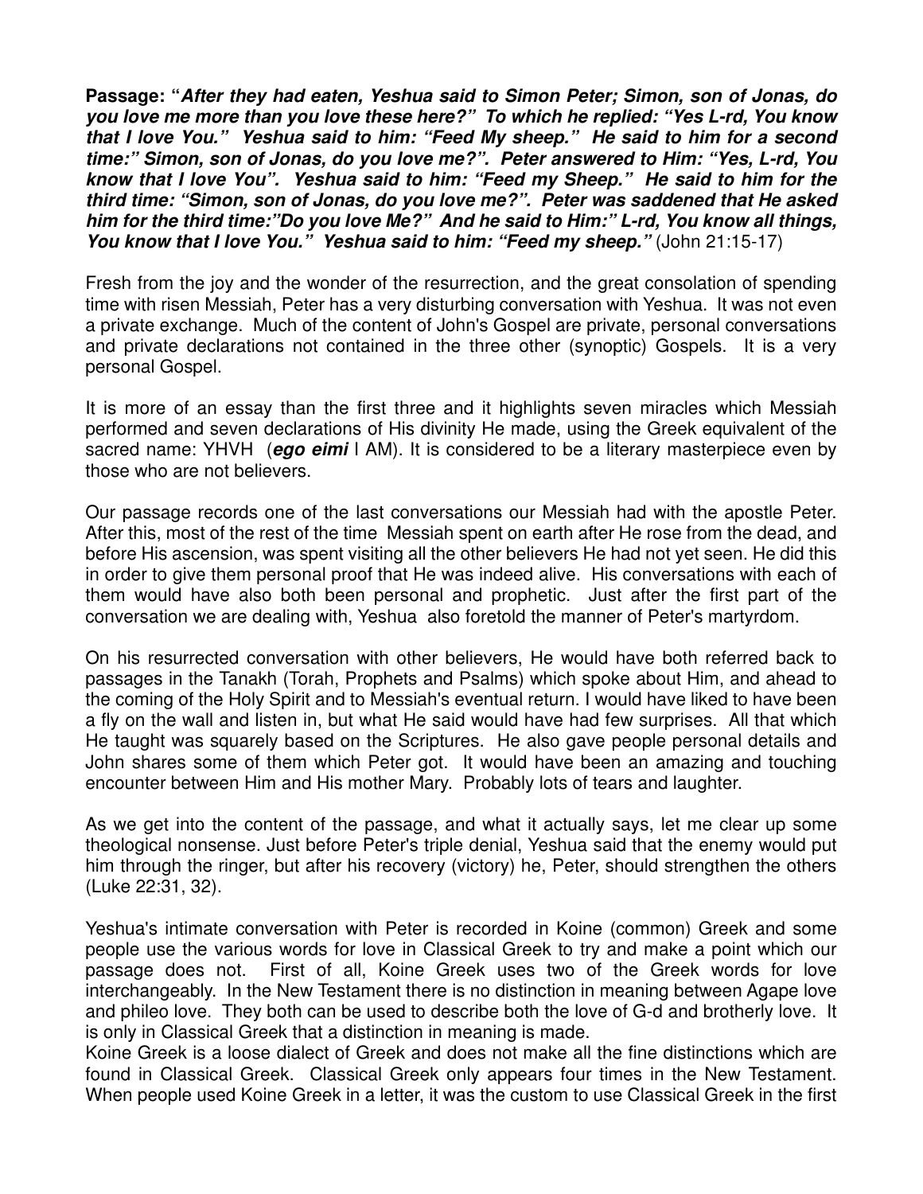**Passage: "*After they had eaten, Yeshua said to Simon Peter; Simon, son of Jonas, do you love me more than you love these here?" To which he replied: "Yes L-rd, You know that I love You." Yeshua said to him: "Feed My sheep." He said to him for a second time:" Simon, son of Jonas, do you love me?". Peter answered to Him: "Yes, L-rd, You know that I love You". Yeshua said to him: "Feed my Sheep." He said to him for the third time: "Simon, son of Jonas, do you love me?". Peter was saddened that He asked him for the third time:"Do you love Me?" And he said to Him:" L-rd, You know all things, You know that I love You." Yeshua said to him: "Feed my sheep."*** (John 21:15-17)

Fresh from the joy and the wonder of the resurrection, and the great consolation of spending time with risen Messiah, Peter has a very disturbing conversation with Yeshua. It was not even a private exchange. Much of the content of John's Gospel are private, personal conversations and private declarations not contained in the three other (synoptic) Gospels. It is a very personal Gospel.

It is more of an essay than the first three and it highlights seven miracles which Messiah performed and seven declarations of His divinity He made, using the Greek equivalent of the sacred name: YHVH (***ego eimi*** I AM). It is considered to be a literary masterpiece even by those who are not believers.

Our passage records one of the last conversations our Messiah had with the apostle Peter. After this, most of the rest of the time Messiah spent on earth after He rose from the dead, and before His ascension, was spent visiting all the other believers He had not yet seen. He did this in order to give them personal proof that He was indeed alive. His conversations with each of them would have also both been personal and prophetic. Just after the first part of the conversation we are dealing with, Yeshua also foretold the manner of Peter's martyrdom.

On his resurrected conversation with other believers, He would have both referred back to passages in the Tanakh (Torah, Prophets and Psalms) which spoke about Him, and ahead to the coming of the Holy Spirit and to Messiah's eventual return. I would have liked to have been a fly on the wall and listen in, but what He said would have had few surprises. All that which He taught was squarely based on the Scriptures. He also gave people personal details and John shares some of them which Peter got. It would have been an amazing and touching encounter between Him and His mother Mary. Probably lots of tears and laughter.

As we get into the content of the passage, and what it actually says, let me clear up some theological nonsense. Just before Peter's triple denial, Yeshua said that the enemy would put him through the ringer, but after his recovery (victory) he, Peter, should strengthen the others (Luke 22:31, 32).

Yeshua's intimate conversation with Peter is recorded in Koine (common) Greek and some people use the various words for love in Classical Greek to try and make a point which our passage does not. First of all, Koine Greek uses two of the Greek words for love interchangeably. In the New Testament there is no distinction in meaning between Agape love and phileo love. They both can be used to describe both the love of G-d and brotherly love. It is only in Classical Greek that a distinction in meaning is made.

Koine Greek is a loose dialect of Greek and does not make all the fine distinctions which are found in Classical Greek. Classical Greek only appears four times in the New Testament. When people used Koine Greek in a letter, it was the custom to use Classical Greek in the first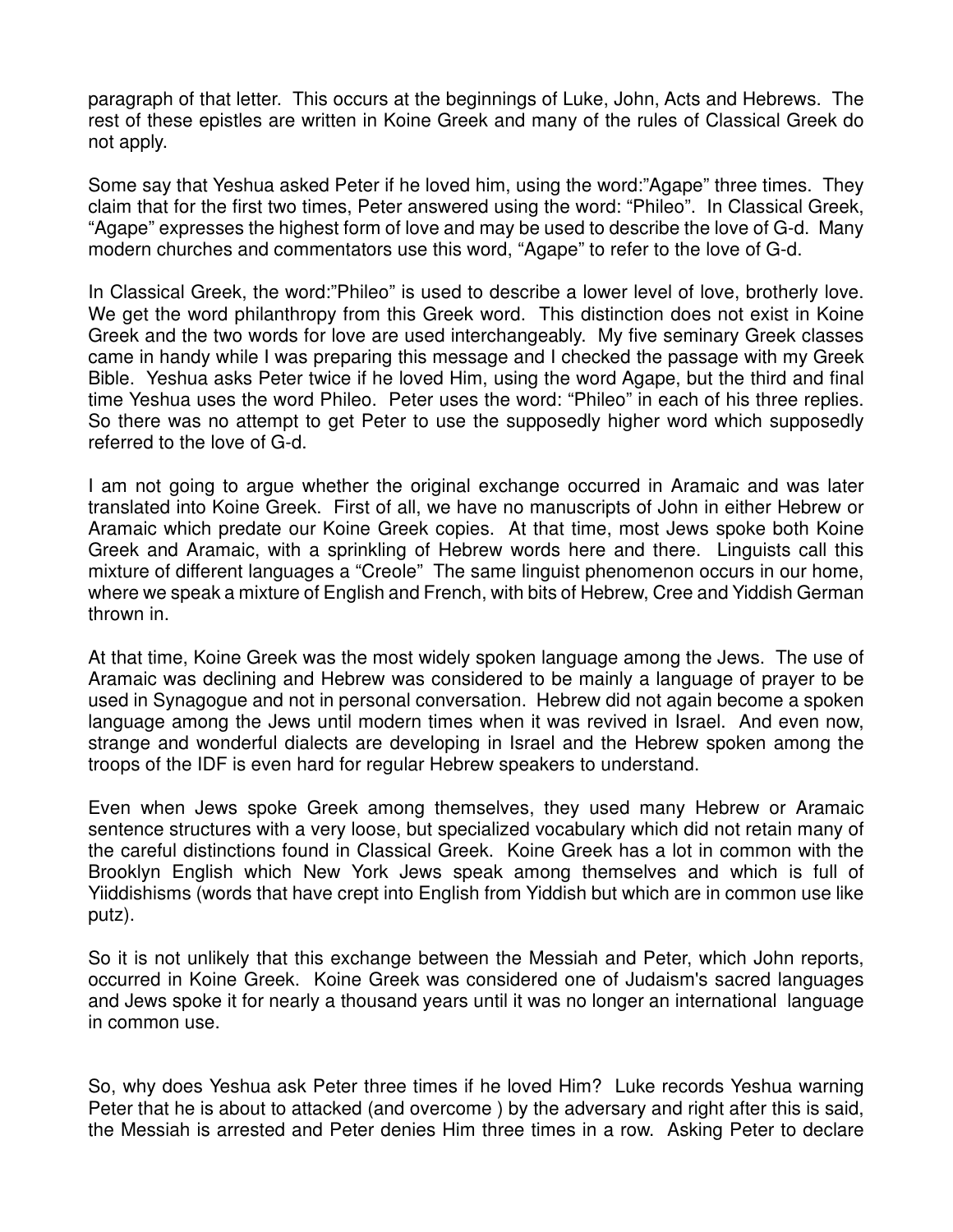paragraph of that letter. This occurs at the beginnings of Luke, John, Acts and Hebrews. The rest of these epistles are written in Koine Greek and many of the rules of Classical Greek do not apply.

Some say that Yeshua asked Peter if he loved him, using the word:"Agape" three times. They claim that for the first two times, Peter answered using the word: "Phileo". In Classical Greek, "Agape" expresses the highest form of love and may be used to describe the love of G-d. Many modern churches and commentators use this word, "Agape" to refer to the love of G-d.

In Classical Greek, the word:"Phileo" is used to describe a lower level of love, brotherly love. We get the word philanthropy from this Greek word. This distinction does not exist in Koine Greek and the two words for love are used interchangeably. My five seminary Greek classes came in handy while I was preparing this message and I checked the passage with my Greek Bible. Yeshua asks Peter twice if he loved Him, using the word Agape, but the third and final time Yeshua uses the word Phileo. Peter uses the word: "Phileo" in each of his three replies. So there was no attempt to get Peter to use the supposedly higher word which supposedly referred to the love of G-d.

I am not going to argue whether the original exchange occurred in Aramaic and was later translated into Koine Greek. First of all, we have no manuscripts of John in either Hebrew or Aramaic which predate our Koine Greek copies. At that time, most Jews spoke both Koine Greek and Aramaic, with a sprinkling of Hebrew words here and there. Linguists call this mixture of different languages a "Creole" The same linguist phenomenon occurs in our home, where we speak a mixture of English and French, with bits of Hebrew, Cree and Yiddish German thrown in.

At that time, Koine Greek was the most widely spoken language among the Jews. The use of Aramaic was declining and Hebrew was considered to be mainly a language of prayer to be used in Synagogue and not in personal conversation. Hebrew did not again become a spoken language among the Jews until modern times when it was revived in Israel. And even now, strange and wonderful dialects are developing in Israel and the Hebrew spoken among the troops of the IDF is even hard for regular Hebrew speakers to understand.

Even when Jews spoke Greek among themselves, they used many Hebrew or Aramaic sentence structures with a very loose, but specialized vocabulary which did not retain many of the careful distinctions found in Classical Greek. Koine Greek has a lot in common with the Brooklyn English which New York Jews speak among themselves and which is full of Yiiddishisms (words that have crept into English from Yiddish but which are in common use like putz).

So it is not unlikely that this exchange between the Messiah and Peter, which John reports, occurred in Koine Greek. Koine Greek was considered one of Judaism's sacred languages and Jews spoke it for nearly a thousand years until it was no longer an international language in common use.

So, why does Yeshua ask Peter three times if he loved Him? Luke records Yeshua warning Peter that he is about to attacked (and overcome ) by the adversary and right after this is said, the Messiah is arrested and Peter denies Him three times in a row. Asking Peter to declare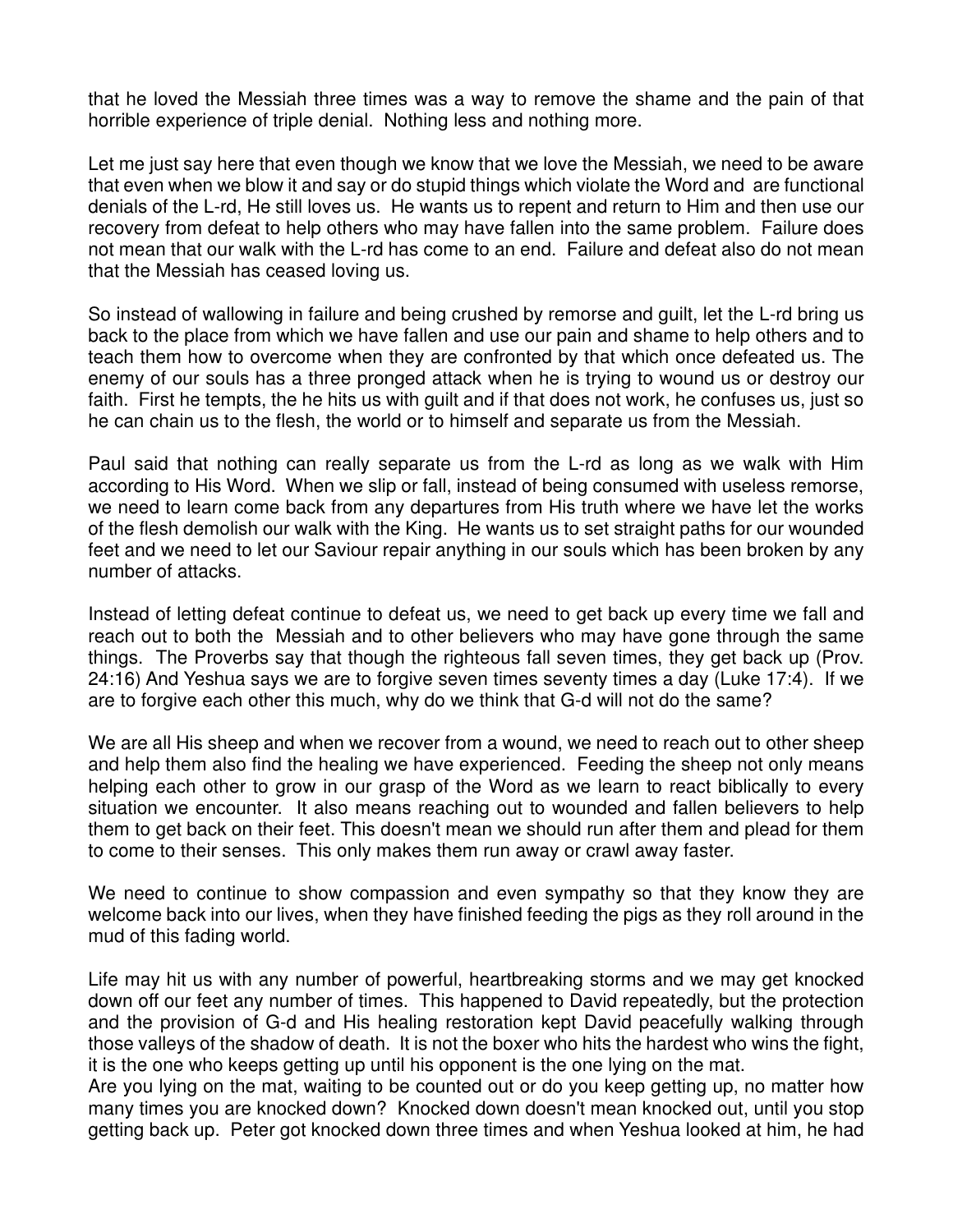that he loved the Messiah three times was a way to remove the shame and the pain of that horrible experience of triple denial. Nothing less and nothing more.

Let me just say here that even though we know that we love the Messiah, we need to be aware that even when we blow it and say or do stupid things which violate the Word and are functional denials of the L-rd, He still loves us. He wants us to repent and return to Him and then use our recovery from defeat to help others who may have fallen into the same problem. Failure does not mean that our walk with the L-rd has come to an end. Failure and defeat also do not mean that the Messiah has ceased loving us.

So instead of wallowing in failure and being crushed by remorse and guilt, let the L-rd bring us back to the place from which we have fallen and use our pain and shame to help others and to teach them how to overcome when they are confronted by that which once defeated us. The enemy of our souls has a three pronged attack when he is trying to wound us or destroy our faith. First he tempts, the he hits us with guilt and if that does not work, he confuses us, just so he can chain us to the flesh, the world or to himself and separate us from the Messiah.

Paul said that nothing can really separate us from the L-rd as long as we walk with Him according to His Word. When we slip or fall, instead of being consumed with useless remorse, we need to learn come back from any departures from His truth where we have let the works of the flesh demolish our walk with the King. He wants us to set straight paths for our wounded feet and we need to let our Saviour repair anything in our souls which has been broken by any number of attacks.

Instead of letting defeat continue to defeat us, we need to get back up every time we fall and reach out to both the Messiah and to other believers who may have gone through the same things. The Proverbs say that though the righteous fall seven times, they get back up (Prov. 24:16) And Yeshua says we are to forgive seven times seventy times a day (Luke 17:4). If we are to forgive each other this much, why do we think that G-d will not do the same?

We are all His sheep and when we recover from a wound, we need to reach out to other sheep and help them also find the healing we have experienced. Feeding the sheep not only means helping each other to grow in our grasp of the Word as we learn to react biblically to every situation we encounter. It also means reaching out to wounded and fallen believers to help them to get back on their feet. This doesn't mean we should run after them and plead for them to come to their senses. This only makes them run away or crawl away faster.

We need to continue to show compassion and even sympathy so that they know they are welcome back into our lives, when they have finished feeding the pigs as they roll around in the mud of this fading world.

Life may hit us with any number of powerful, heartbreaking storms and we may get knocked down off our feet any number of times. This happened to David repeatedly, but the protection and the provision of G-d and His healing restoration kept David peacefully walking through those valleys of the shadow of death. It is not the boxer who hits the hardest who wins the fight, it is the one who keeps getting up until his opponent is the one lying on the mat.
Are you lying on the mat, waiting to be counted out or do you keep getting up, no matter how many times you are knocked down? Knocked down doesn't mean knocked out, until you stop getting back up. Peter got knocked down three times and when Yeshua looked at him, he had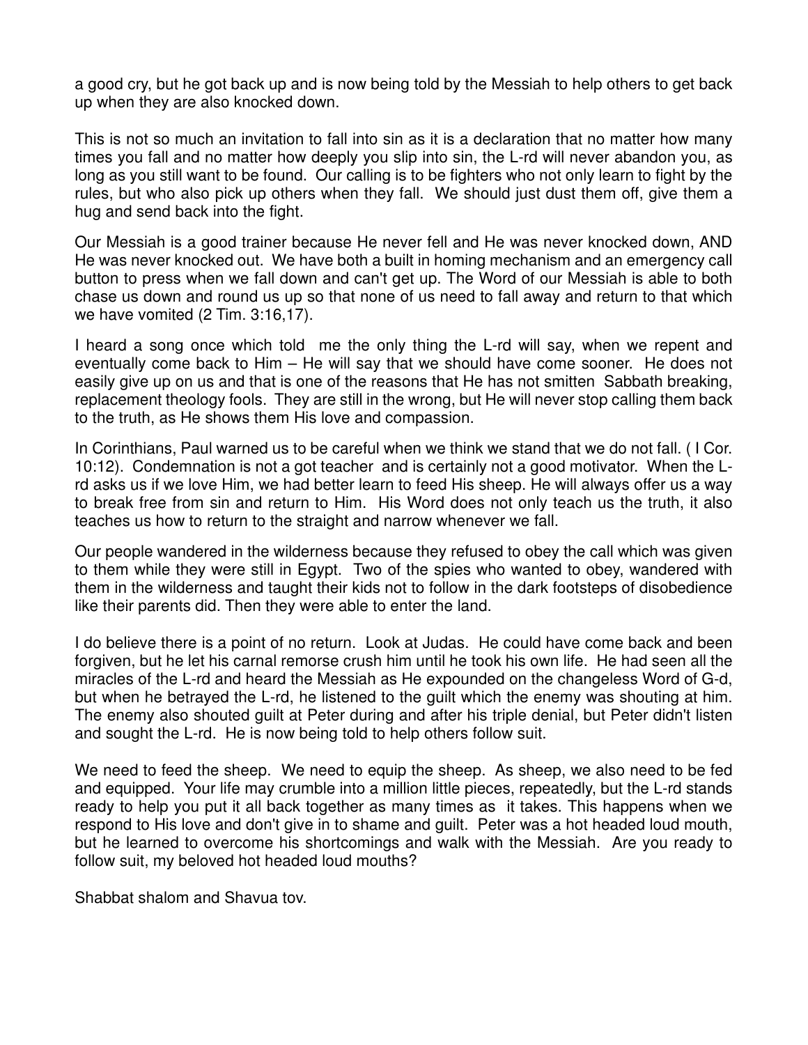a good cry, but he got back up and is now being told by the Messiah to help others to get back up when they are also knocked down.

This is not so much an invitation to fall into sin as it is a declaration that no matter how many times you fall and no matter how deeply you slip into sin, the L-rd will never abandon you, as long as you still want to be found. Our calling is to be fighters who not only learn to fight by the rules, but who also pick up others when they fall. We should just dust them off, give them a hug and send back into the fight.

Our Messiah is a good trainer because He never fell and He was never knocked down, AND He was never knocked out. We have both a built in homing mechanism and an emergency call button to press when we fall down and can't get up. The Word of our Messiah is able to both chase us down and round us up so that none of us need to fall away and return to that which we have vomited (2 Tim. 3:16,17).

I heard a song once which told me the only thing the L-rd will say, when we repent and eventually come back to Him – He will say that we should have come sooner. He does not easily give up on us and that is one of the reasons that He has not smitten Sabbath breaking, replacement theology fools. They are still in the wrong, but He will never stop calling them back to the truth, as He shows them His love and compassion.

In Corinthians, Paul warned us to be careful when we think we stand that we do not fall. ( I Cor. 10:12). Condemnation is not a got teacher and is certainly not a good motivator. When the L-rd asks us if we love Him, we had better learn to feed His sheep. He will always offer us a way to break free from sin and return to Him. His Word does not only teach us the truth, it also teaches us how to return to the straight and narrow whenever we fall.

Our people wandered in the wilderness because they refused to obey the call which was given to them while they were still in Egypt. Two of the spies who wanted to obey, wandered with them in the wilderness and taught their kids not to follow in the dark footsteps of disobedience like their parents did. Then they were able to enter the land.

I do believe there is a point of no return. Look at Judas. He could have come back and been forgiven, but he let his carnal remorse crush him until he took his own life. He had seen all the miracles of the L-rd and heard the Messiah as He expounded on the changeless Word of G-d, but when he betrayed the L-rd, he listened to the guilt which the enemy was shouting at him. The enemy also shouted guilt at Peter during and after his triple denial, but Peter didn't listen and sought the L-rd. He is now being told to help others follow suit.

We need to feed the sheep. We need to equip the sheep. As sheep, we also need to be fed and equipped. Your life may crumble into a million little pieces, repeatedly, but the L-rd stands ready to help you put it all back together as many times as it takes. This happens when we respond to His love and don't give in to shame and guilt. Peter was a hot headed loud mouth, but he learned to overcome his shortcomings and walk with the Messiah. Are you ready to follow suit, my beloved hot headed loud mouths?

Shabbat shalom and Shavua tov.